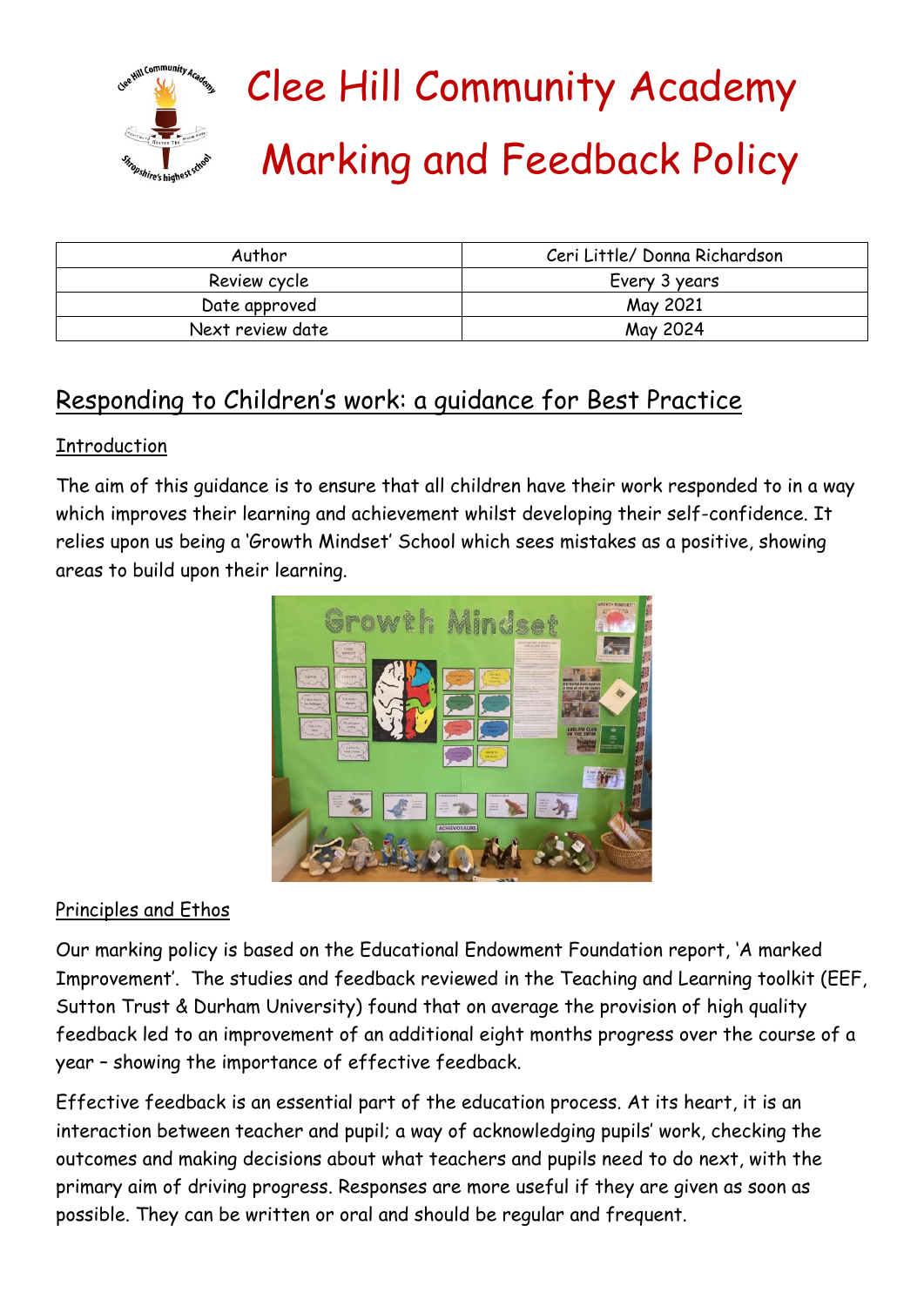# Clee Hill Community Academy

# Marking and Feedback Policy

| Author | Ceri Little/ Donna Richardson |
| --- | --- |
| Review cycle | Every 3 years |
| Date approved | May 2021 |
| Next review date | May 2024 |

## Responding to Children's work: a guidance for Best Practice

### Introduction

The aim of this guidance is to ensure that all children have their work responded to in a way which improves their learning and achievement whilst developing their self-confidence. It relies upon us being a 'Growth Mindset' School which sees mistakes as a positive, showing areas to build upon their learning.

### Principles and Ethos

Our marking policy is based on the Educational Endowment Foundation report, 'A marked Improvement'. The studies and feedback reviewed in the Teaching and Learning toolkit (EEF, Sutton Trust & Durham University) found that on average the provision of high quality feedback led to an improvement of an additional eight months progress over the course of a year – showing the importance of effective feedback.

Effective feedback is an essential part of the education process. At its heart, it is an interaction between teacher and pupil; a way of acknowledging pupils' work, checking the outcomes and making decisions about what teachers and pupils need to do next, with the primary aim of driving progress. Responses are more useful if they are given as soon as possible. They can be written or oral and should be regular and frequent.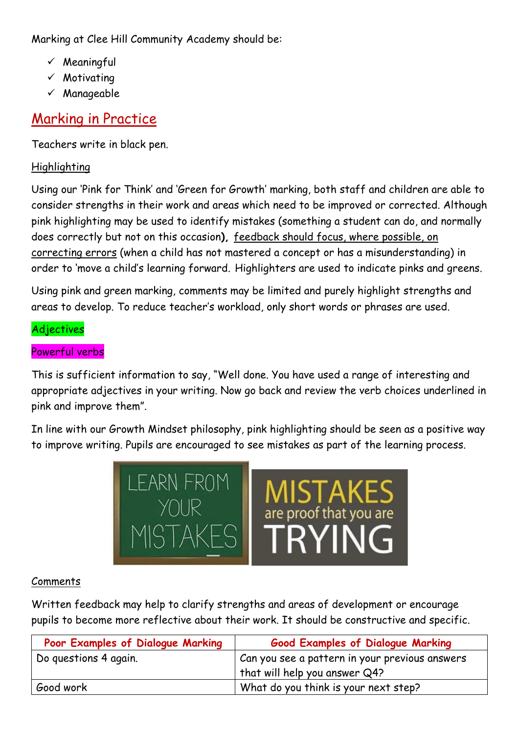Marking at Clee Hill Community Academy should be:

- ✓ Meaningful
- ✓ Motivating
- ✓ Manageable

## Marking in Practice

Teachers write in black pen.

### Highlighting

Using our 'Pink for Think' and 'Green for Growth' marking, both staff and children are able to consider strengths in their work and areas which need to be improved or corrected. Although pink highlighting may be used to identify mistakes (something a student can do, and normally does correctly but not on this occasion), feedback should focus, where possible, on correcting errors (when a child has not mastered a concept or has a misunderstanding) in order to 'move a child's learning forward. Highlighters are used to indicate pinks and greens.

Using pink and green marking, comments may be limited and purely highlight strengths and areas to develop. To reduce teacher's workload, only short words or phrases are used.

Adjectives

Powerful verbs

This is sufficient information to say, "Well done. You have used a range of interesting and appropriate adjectives in your writing. Now go back and review the verb choices underlined in pink and improve them".

In line with our Growth Mindset philosophy, pink highlighting should be seen as a positive way to improve writing. Pupils are encouraged to see mistakes as part of the learning process.

LEARN FROM YOUR MISTAKES

MISTAKES are proof that you are TRYING

### Comments

Written feedback may help to clarify strengths and areas of development or encourage pupils to become more reflective about their work. It should be constructive and specific.

| Poor Examples of Dialogue Marking | Good Examples of Dialogue Marking |
| --- | --- |
| Do questions 4 again. | Can you see a pattern in your previous answers that will help you answer Q4? |
| Good work | What do you think is your next step? |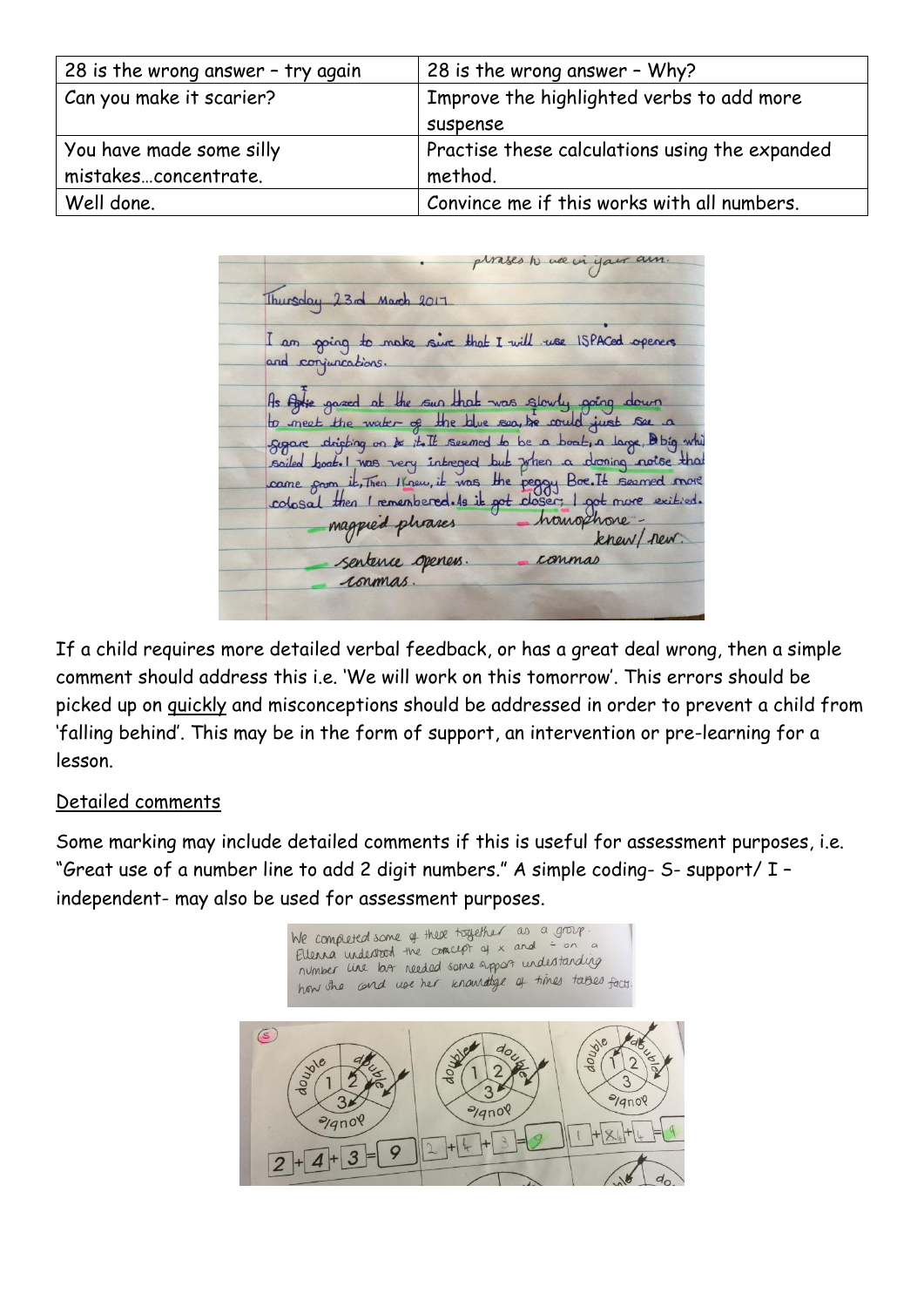| 28 is the wrong answer – try again | 28 is the wrong answer – Why? |
| --- | --- |
| Can you make it scarier? | Improve the highlighted verbs to add more suspense |
| You have made some silly mistakes…concentrate. | Practise these calculations using the expanded method. |
| Well done. | Convince me if this works with all numbers. |

If a child requires more detailed verbal feedback, or has a great deal wrong, then a simple comment should address this i.e. 'We will work on this tomorrow'. This errors should be picked up on quickly and misconceptions should be addressed in order to prevent a child from 'falling behind'. This may be in the form of support, an intervention or pre-learning for a lesson.

## Detailed comments

Some marking may include detailed comments if this is useful for assessment purposes, i.e. "Great use of a number line to add 2 digit numbers." A simple coding- S- support/ I – independent- may also be used for assessment purposes.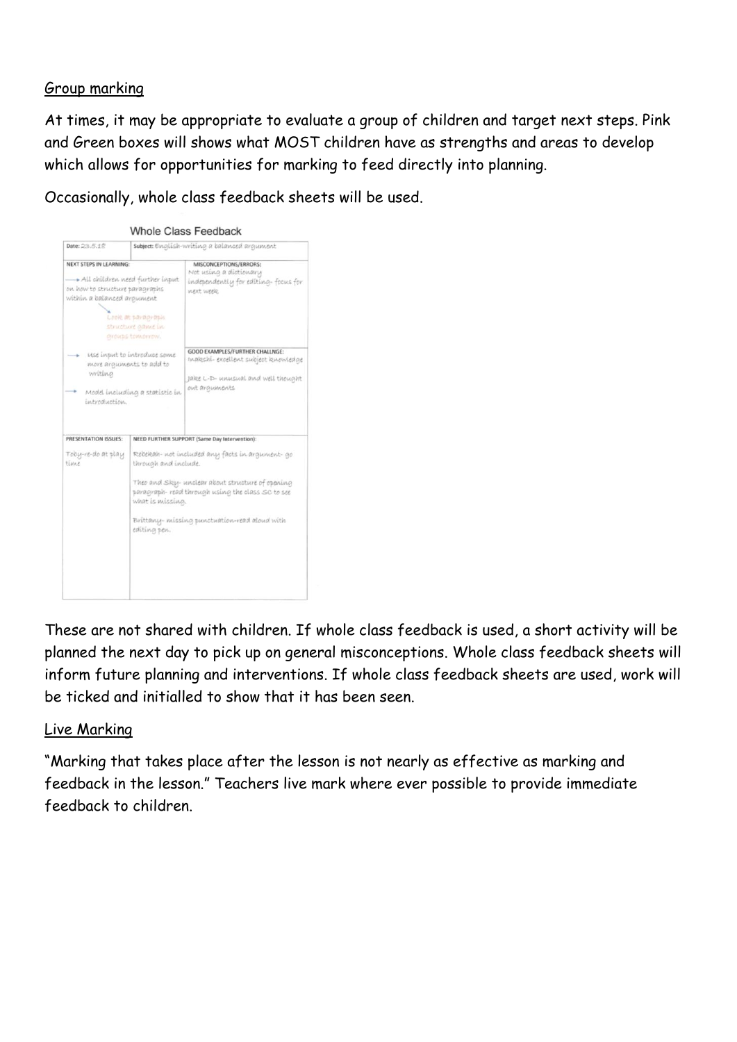<u>Group marking</u>

At times, it may be appropriate to evaluate a group of children and target next steps. Pink and Green boxes will shows what MOST children have as strengths and areas to develop which allows for opportunities for marking to feed directly into planning.

Occasionally, whole class feedback sheets will be used.

**Whole Class Feedback**

| Date: 23.5.18 | Subject: English-writing a balanced argument | |
|---|---|---|
| NEXT STEPS IN LEARNING: → All children need further input on how to structure paragraphs within a balanced argument. Look at paragraph structure game in groups tomorrow. → Use input to introduce some more arguments to add to writing → Model including a statistic in introduction. | | MISCONCEPTIONS/ERRORS: Not using a dictionary independently for editing- focus for next week. GOOD EXAMPLES/FURTHER CHALLNGE: Inaeshi- excellent subject knowledge. Jake L-D- unusual and well thought out arguments |
| PRESENTATION ISSUES: Toby-re-do at play time | NEED FURTHER SUPPORT (Same Day Intervention): Rebekah- not included any facts in argument- go through and include. Theo and Sky- unclear about structure of opening paragraph- read through using the class SC to see what is missing. Brittany- missing punctuation-read aloud with editing pen. | |

These are not shared with children. If whole class feedback is used, a short activity will be planned the next day to pick up on general misconceptions. Whole class feedback sheets will inform future planning and interventions. If whole class feedback sheets are used, work will be ticked and initialled to show that it has been seen.

<u>Live Marking</u>

"Marking that takes place after the lesson is not nearly as effective as marking and feedback in the lesson." Teachers live mark where ever possible to provide immediate feedback to children.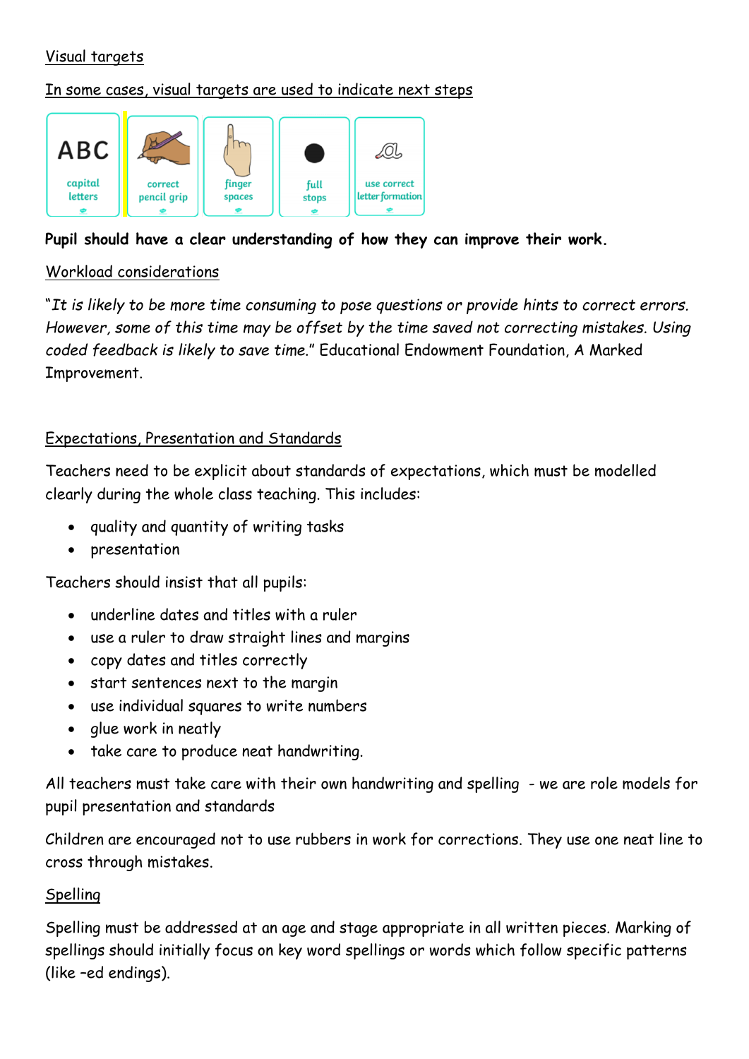Visual targets

In some cases, visual targets are used to indicate next steps

ABC capital letters | correct pencil grip | finger spaces | full stops | use correct letter formation

**Pupil should have a clear understanding of how they can improve their work.**

Workload considerations

"*It is likely to be more time consuming to pose questions or provide hints to correct errors. However, some of this time may be offset by the time saved not correcting mistakes. Using coded feedback is likely to save time.*" Educational Endowment Foundation, A Marked Improvement.

Expectations, Presentation and Standards

Teachers need to be explicit about standards of expectations, which must be modelled clearly during the whole class teaching. This includes:

- quality and quantity of writing tasks
- presentation

Teachers should insist that all pupils:

- underline dates and titles with a ruler
- use a ruler to draw straight lines and margins
- copy dates and titles correctly
- start sentences next to the margin
- use individual squares to write numbers
- glue work in neatly
- take care to produce neat handwriting.

All teachers must take care with their own handwriting and spelling - we are role models for pupil presentation and standards

Children are encouraged not to use rubbers in work for corrections. They use one neat line to cross through mistakes.

Spelling

Spelling must be addressed at an age and stage appropriate in all written pieces. Marking of spellings should initially focus on key word spellings or words which follow specific patterns (like –ed endings).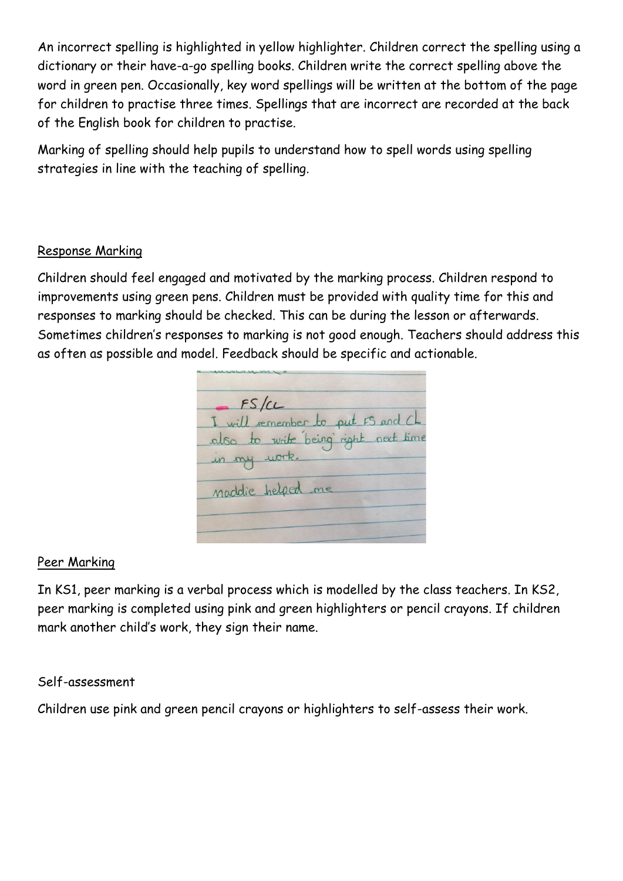An incorrect spelling is highlighted in yellow highlighter. Children correct the spelling using a dictionary or their have-a-go spelling books. Children write the correct spelling above the word in green pen. Occasionally, key word spellings will be written at the bottom of the page for children to practise three times. Spellings that are incorrect are recorded at the back of the English book for children to practise.

Marking of spelling should help pupils to understand how to spell words using spelling strategies in line with the teaching of spelling.

## Response Marking

Children should feel engaged and motivated by the marking process. Children respond to improvements using green pens. Children must be provided with quality time for this and responses to marking should be checked. This can be during the lesson or afterwards. Sometimes children's responses to marking is not good enough. Teachers should address this as often as possible and model. Feedback should be specific and actionable.

## Peer Marking

In KS1, peer marking is a verbal process which is modelled by the class teachers. In KS2, peer marking is completed using pink and green highlighters or pencil crayons. If children mark another child's work, they sign their name.

## Self-assessment

Children use pink and green pencil crayons or highlighters to self-assess their work.